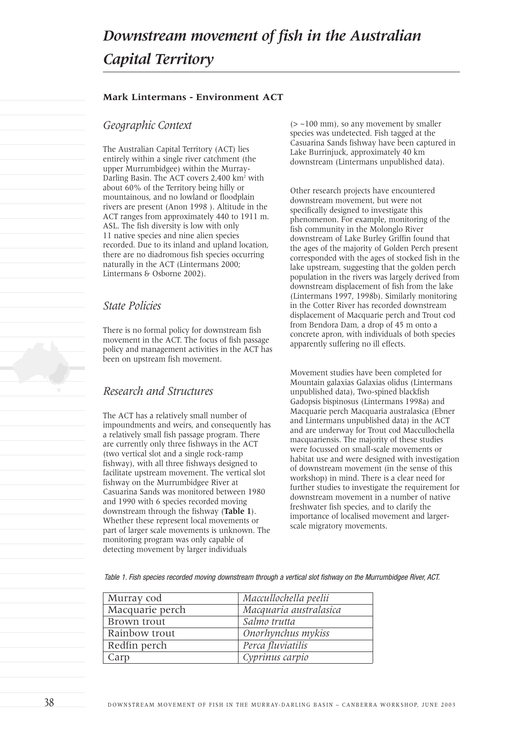# Downstream movement of fish in the Australian Capital Territory

**Mark Lintermans - Environment ACT**

## Geographic Context

The Australian Capital Territory (ACT) lies entirely within a single river catchment (the upper Murrumbidgee) within the Murray-Darling Basin. The ACT covers 2,400 km$^2$ with about 60% of the Territory being hilly or mountainous, and no lowland or floodplain rivers are present (Anon 1998 ). Altitude in the ACT ranges from approximately 440 to 1911 m. ASL. The fish diversity is low with only 11 native species and nine alien species recorded. Due to its inland and upland location, there are no diadromous fish species occurring naturally in the ACT (Lintermans 2000; Lintermans & Osborne 2002).

## State Policies

There is no formal policy for downstream fish movement in the ACT. The focus of fish passage policy and management activities in the ACT has been on upstream fish movement.

## Research and Structures

The ACT has a relatively small number of impoundments and weirs, and consequently has a relatively small fish passage program. There are currently only three fishways in the ACT (two vertical slot and a single rock-ramp fishway), with all three fishways designed to facilitate upstream movement. The vertical slot fishway on the Murrumbidgee River at Casuarina Sands was monitored between 1980 and 1990 with 6 species recorded moving downstream through the fishway (**Table 1**). Whether these represent local movements or part of larger scale movements is unknown. The monitoring program was only capable of detecting movement by larger individuals (> ~100 mm), so any movement by smaller species was undetected. Fish tagged at the Casuarina Sands fishway have been captured in Lake Burrinjuck, approximately 40 km downstream (Lintermans unpublished data).

Other research projects have encountered downstream movement, but were not specifically designed to investigate this phenomenon. For example, monitoring of the fish community in the Molonglo River downstream of Lake Burley Griffin found that the ages of the majority of Golden Perch present corresponded with the ages of stocked fish in the lake upstream, suggesting that the golden perch population in the rivers was largely derived from downstream displacement of fish from the lake (Lintermans 1997, 1998b). Similarly monitoring in the Cotter River has recorded downstream displacement of Macquarie perch and Trout cod from Bendora Dam, a drop of 45 m onto a concrete apron, with individuals of both species apparently suffering no ill effects.

Movement studies have been completed for Mountain galaxias Galaxias olidus (Lintermans unpublished data), Two-spined blackfish Gadopsis bispinosus (Lintermans 1998a) and Macquarie perch Macquaria australasica (Ebner and Lintermans unpublished data) in the ACT and are underway for Trout cod Maccullochella macquariensis. The majority of these studies were focussed on small-scale movements or habitat use and were designed with investigation of downstream movement (in the sense of this workshop) in mind. There is a clear need for further studies to investigate the requirement for downstream movement in a number of native freshwater fish species, and to clarify the importance of localised movement and larger-scale migratory movements.

*Table 1. Fish species recorded moving downstream through a vertical slot fishway on the Murrumbidgee River, ACT.*

| | |
|---|---|
| Murray cod | *Maccullochella peelii* |
| Macquarie perch | *Macquaria australasica* |
| Brown trout | *Salmo trutta* |
| Rainbow trout | *Onorhynchus mykiss* |
| Redfin perch | *Perca fluviatilis* |
| Carp | *Cyprinus carpio* |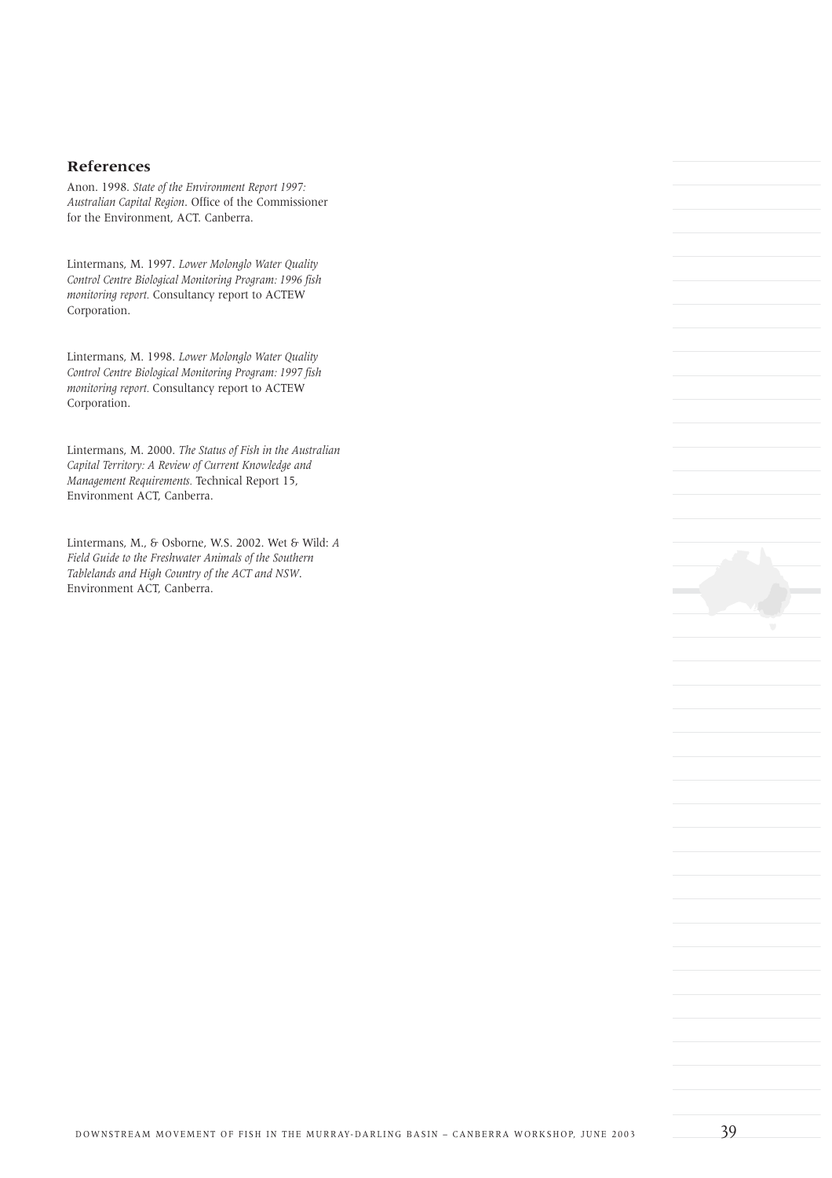## References

Anon. 1998. *State of the Environment Report 1997: Australian Capital Region*. Office of the Commissioner for the Environment, ACT. Canberra.

Lintermans, M. 1997. *Lower Molonglo Water Quality Control Centre Biological Monitoring Program: 1996 fish monitoring report.* Consultancy report to ACTEW Corporation.

Lintermans, M. 1998. *Lower Molonglo Water Quality Control Centre Biological Monitoring Program: 1997 fish monitoring report.* Consultancy report to ACTEW Corporation.

Lintermans, M. 2000. *The Status of Fish in the Australian Capital Territory: A Review of Current Knowledge and Management Requirements.* Technical Report 15, Environment ACT, Canberra.

Lintermans, M., & Osborne, W.S. 2002. Wet & Wild: *A Field Guide to the Freshwater Animals of the Southern Tablelands and High Country of the ACT and NSW*. Environment ACT, Canberra.